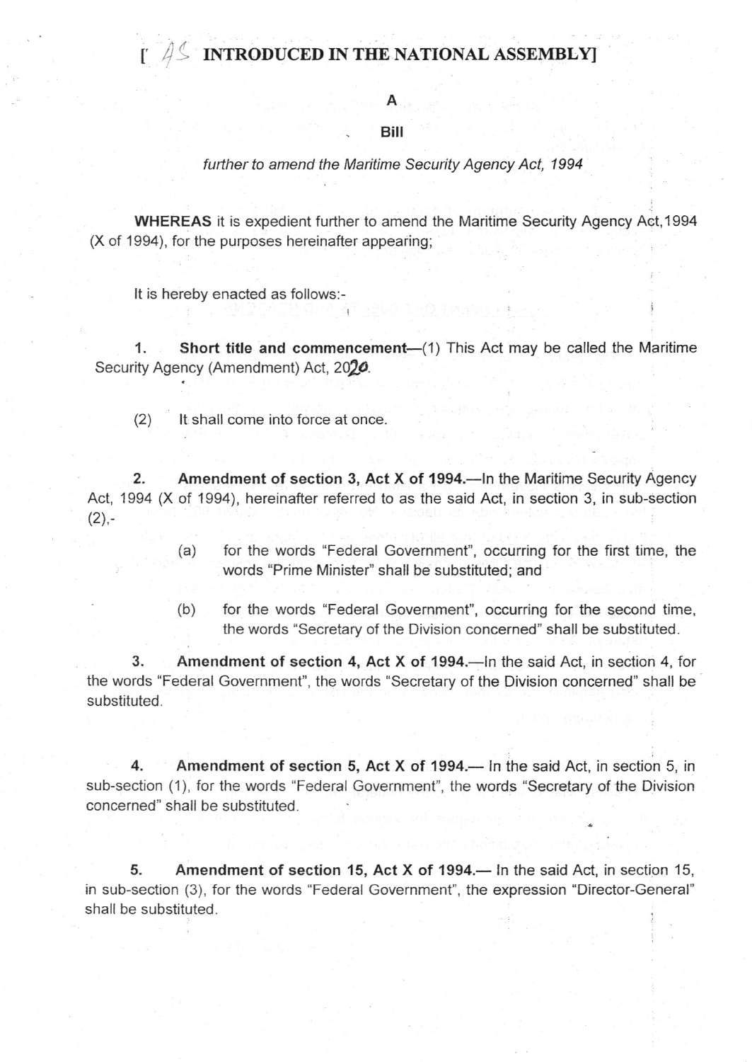**[ AS INTRODUCED IN THE NATIONAL ASSEMBLY]**

**A**

**Bill**

*further to amend the Maritime Security Agency Act, 1994*

**WHEREAS** it is expedient further to amend the Maritime Security Agency Act, 1994 (X of 1994), for the purposes hereinafter appearing;

It is hereby enacted as follows:-

1. **Short title and commencement**—(1) This Act may be called the Maritime Security Agency (Amendment) Act, 2020.

   (2) It shall come into force at once.

2. **Amendment of section 3, Act X of 1994.**—In the Maritime Security Agency Act, 1994 (X of 1994), hereinafter referred to as the said Act, in section 3, in sub-section (2),-

   (a) for the words "Federal Government", occurring for the first time, the words "Prime Minister" shall be substituted; and

   (b) for the words "Federal Government", occurring for the second time, the words "Secretary of the Division concerned" shall be substituted.

3. **Amendment of section 4, Act X of 1994.**—In the said Act, in section 4, for the words "Federal Government", the words "Secretary of the Division concerned" shall be substituted.

4. **Amendment of section 5, Act X of 1994.**— In the said Act, in section 5, in sub-section (1), for the words "Federal Government", the words "Secretary of the Division concerned" shall be substituted.

5. **Amendment of section 15, Act X of 1994.**— In the said Act, in section 15, in sub-section (3), for the words "Federal Government", the expression "Director-General" shall be substituted.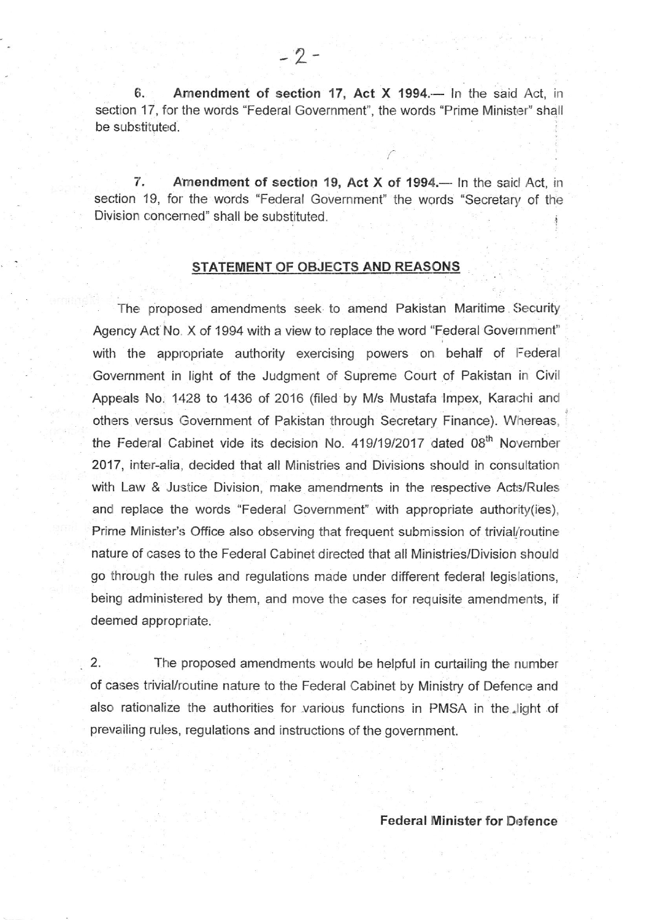6. **Amendment of section 17, Act X 1994.**— In the said Act, in section 17, for the words "Federal Government", the words "Prime Minister" shall be substituted.

7. **Amendment of section 19, Act X of 1994.**— In the said Act, in section 19, for the words "Federal Government" the words "Secretary of the Division concerned" shall be substituted.

## STATEMENT OF OBJECTS AND REASONS

The proposed amendments seek to amend Pakistan Maritime Security Agency Act No. X of 1994 with a view to replace the word "Federal Government" with the appropriate authority exercising powers on behalf of Federal Government in light of the Judgment of Supreme Court of Pakistan in Civil Appeals No. 1428 to 1436 of 2016 (filed by M/s Mustafa Impex, Karachi and others versus Government of Pakistan through Secretary Finance). Whereas, the Federal Cabinet vide its decision No. 419/19/2017 dated 08th November 2017, inter-alia, decided that all Ministries and Divisions should in consultation with Law & Justice Division, make amendments in the respective Acts/Rules and replace the words "Federal Government" with appropriate authority(ies), Prime Minister's Office also observing that frequent submission of trivial/routine nature of cases to the Federal Cabinet directed that all Ministries/Division should go through the rules and regulations made under different federal legislations, being administered by them, and move the cases for requisite amendments, if deemed appropriate.

2. The proposed amendments would be helpful in curtailing the number of cases trivial/routine nature to the Federal Cabinet by Ministry of Defence and also rationalize the authorities for various functions in PMSA in the light of prevailing rules, regulations and instructions of the government.

**Federal Minister for Defence**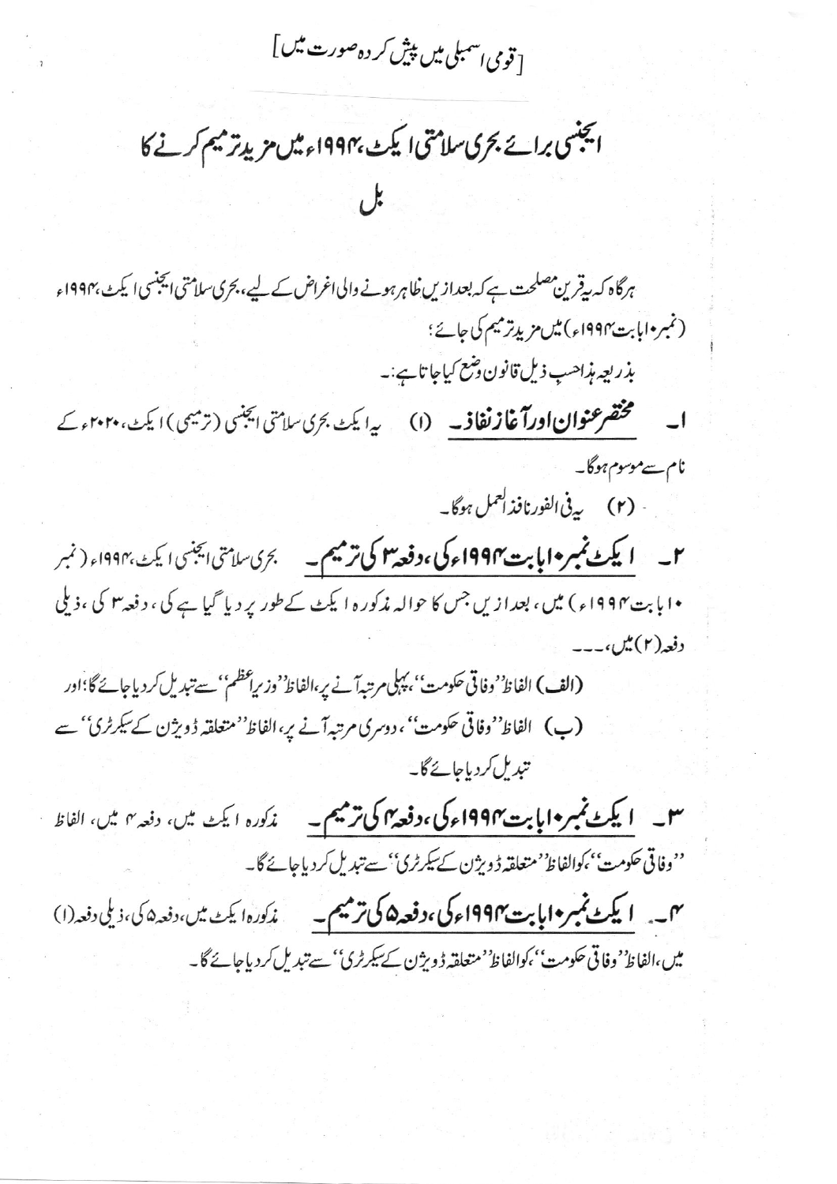[قومی اسمبلی میں پیش کردہ صورت میں]

# ایجنسی برائے بحری سلامتی ایکٹ، ۱۹۹۴ء میں مزید ترمیم کرنے کا

# بل

ہرگاہ کہ یہ قرین مصلحت ہے کہ بعدازیں ظاہر ہونے والی اغراض کے لیے، بحری سلامتی ایجنسی ایکٹ، ۱۹۹۴ء (نمبر ۱۰ بابت ۱۹۹۴ء) میں مزید ترمیم کی جائے؛

بذریعہ ہذا حسب ذیل قانون وضع کیا جاتا ہے:۔

۱۔ **مختصر عنوان اور آغاز نفاذ۔** (۱) یہ ایکٹ بحری سلامتی ایجنسی (ترمیمی) ایکٹ، ۲۰۲۰ء کے نام سے موسوم ہوگا۔

(۲) یہ فی الفور نافذ العمل ہوگا۔

۲۔ **ایکٹ نمبر ۱۰ بابت ۱۹۹۴ء کی، دفعہ ۳ کی ترمیم۔** بحری سلامتی ایجنسی ایکٹ، ۱۹۹۴ء (نمبر ۱۰ بابت ۱۹۹۴ء) میں، بعدازیں جس کا حوالہ مذکورہ ایکٹ کے طور پر دیا گیا ہے کی، دفعہ ۳ کی، ذیلی دفعہ (۲) میں،۔۔۔

(الف) الفاظ ''وفاقی حکومت''، پہلی مرتبہ آنے پر، الفاظ ''وزیراعظم'' سے تبدیل کردیا جائے گا؛ اور

(ب) الفاظ ''وفاقی حکومت''، دوسری مرتبہ آنے پر، الفاظ ''متعلقہ ڈویژن کے سیکرٹری'' سے تبدیل کردیا جائے گا۔

۳۔ **ایکٹ نمبر ۱۰ بابت ۱۹۹۴ء کی، دفعہ ۴ کی ترمیم۔** مذکورہ ایکٹ میں، دفعہ ۴ میں، الفاظ ''وفاقی حکومت''، کو الفاظ ''متعلقہ ڈویژن کے سیکرٹری'' سے تبدیل کردیا جائے گا۔

۴۔ **ایکٹ نمبر ۱۰ بابت ۱۹۹۴ء کی، دفعہ ۵ کی ترمیم۔** مذکورہ ایکٹ میں، دفعہ ۵ کی، ذیلی دفعہ (۱) میں، الفاظ ''وفاقی حکومت''، کو الفاظ ''متعلقہ ڈویژن کے سیکرٹری'' سے تبدیل کردیا جائے گا۔